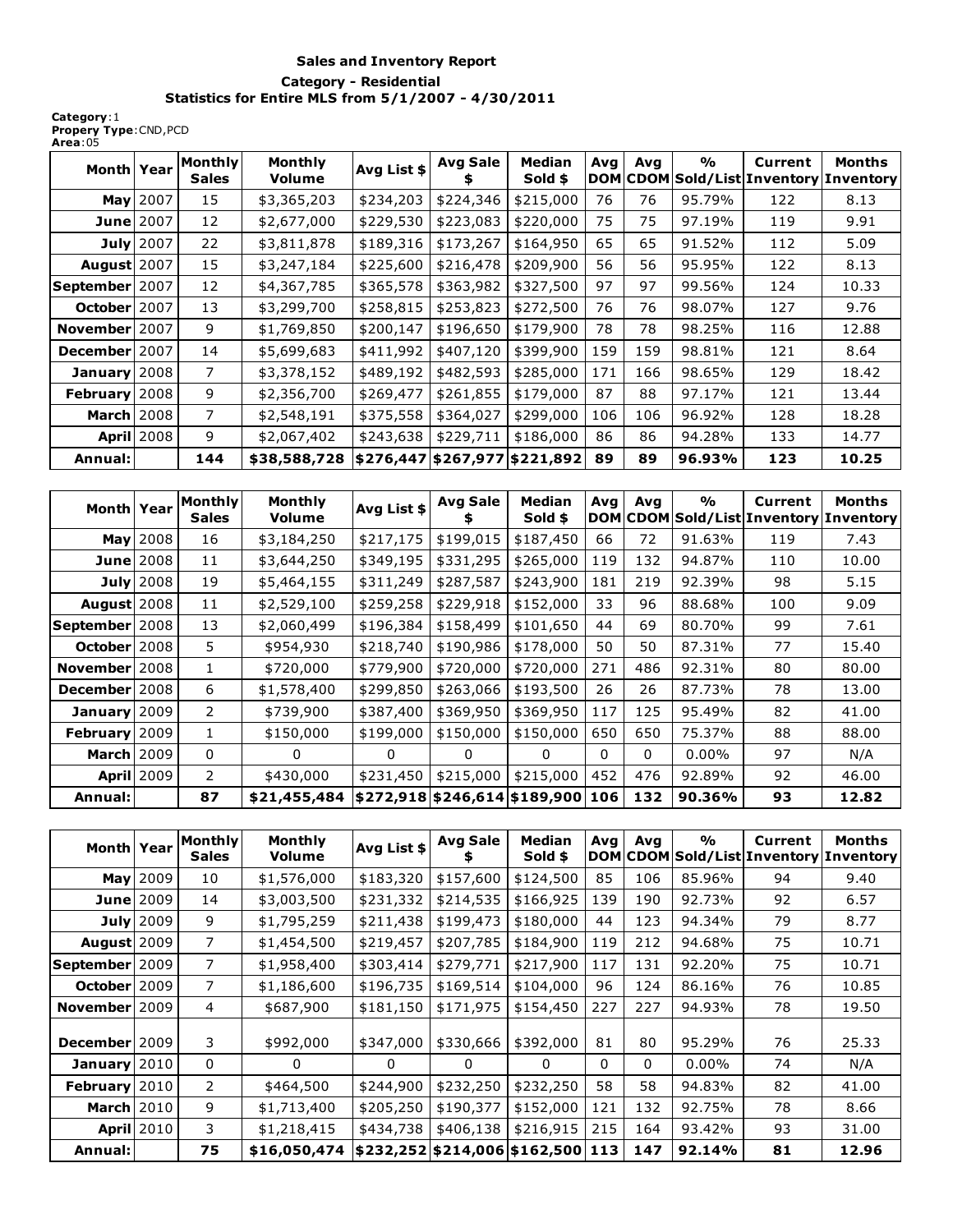**Sales and Inventory Report**

**Category - Residential**

**Statistics for Entire MLS from 5/1/2007 - 4/30/2011**

**Category**:1
**Propery Type**:CND,PCD
**Area**:05

| Month | Year | Monthly Sales | Monthly Volume | Avg List $ | Avg Sale $ | Median Sold $ | Avg DOM | Avg CDOM | % Sold/List | Current Inventory | Months Inventory |
|---|---|---|---|---|---|---|---|---|---|---|---|
| **May** | 2007 | 15 | $3,365,203 | $234,203 | $224,346 | $215,000 | 76 | 76 | 95.79% | 122 | 8.13 |
| **June** | 2007 | 12 | $2,677,000 | $229,530 | $223,083 | $220,000 | 75 | 75 | 97.19% | 119 | 9.91 |
| **July** | 2007 | 22 | $3,811,878 | $189,316 | $173,267 | $164,950 | 65 | 65 | 91.52% | 112 | 5.09 |
| **August** | 2007 | 15 | $3,247,184 | $225,600 | $216,478 | $209,900 | 56 | 56 | 95.95% | 122 | 8.13 |
| **September** | 2007 | 12 | $4,367,785 | $365,578 | $363,982 | $327,500 | 97 | 97 | 99.56% | 124 | 10.33 |
| **October** | 2007 | 13 | $3,299,700 | $258,815 | $253,823 | $272,500 | 76 | 76 | 98.07% | 127 | 9.76 |
| **November** | 2007 | 9 | $1,769,850 | $200,147 | $196,650 | $179,900 | 78 | 78 | 98.25% | 116 | 12.88 |
| **December** | 2007 | 14 | $5,699,683 | $411,992 | $407,120 | $399,900 | 159 | 159 | 98.81% | 121 | 8.64 |
| **January** | 2008 | 7 | $3,378,152 | $489,192 | $482,593 | $285,000 | 171 | 166 | 98.65% | 129 | 18.42 |
| **February** | 2008 | 9 | $2,356,700 | $269,477 | $261,855 | $179,000 | 87 | 88 | 97.17% | 121 | 13.44 |
| **March** | 2008 | 7 | $2,548,191 | $375,558 | $364,027 | $299,000 | 106 | 106 | 96.92% | 128 | 18.28 |
| **April** | 2008 | 9 | $2,067,402 | $243,638 | $229,711 | $186,000 | 86 | 86 | 94.28% | 133 | 14.77 |
| **Annual:** | | **144** | **$38,588,728** | **$276,447** | **$267,977** | **$221,892** | **89** | **89** | **96.93%** | **123** | **10.25** |

| Month | Year | Monthly Sales | Monthly Volume | Avg List $ | Avg Sale $ | Median Sold $ | Avg DOM | Avg CDOM | % Sold/List | Current Inventory | Months Inventory |
|---|---|---|---|---|---|---|---|---|---|---|---|
| **May** | 2008 | 16 | $3,184,250 | $217,175 | $199,015 | $187,450 | 66 | 72 | 91.63% | 119 | 7.43 |
| **June** | 2008 | 11 | $3,644,250 | $349,195 | $331,295 | $265,000 | 119 | 132 | 94.87% | 110 | 10.00 |
| **July** | 2008 | 19 | $5,464,155 | $311,249 | $287,587 | $243,900 | 181 | 219 | 92.39% | 98 | 5.15 |
| **August** | 2008 | 11 | $2,529,100 | $259,258 | $229,918 | $152,000 | 33 | 96 | 88.68% | 100 | 9.09 |
| **September** | 2008 | 13 | $2,060,499 | $196,384 | $158,499 | $101,650 | 44 | 69 | 80.70% | 99 | 7.61 |
| **October** | 2008 | 5 | $954,930 | $218,740 | $190,986 | $178,000 | 50 | 50 | 87.31% | 77 | 15.40 |
| **November** | 2008 | 1 | $720,000 | $779,900 | $720,000 | $720,000 | 271 | 486 | 92.31% | 80 | 80.00 |
| **December** | 2008 | 6 | $1,578,400 | $299,850 | $263,066 | $193,500 | 26 | 26 | 87.73% | 78 | 13.00 |
| **January** | 2009 | 2 | $739,900 | $387,400 | $369,950 | $369,950 | 117 | 125 | 95.49% | 82 | 41.00 |
| **February** | 2009 | 1 | $150,000 | $199,000 | $150,000 | $150,000 | 650 | 650 | 75.37% | 88 | 88.00 |
| **March** | 2009 | 0 | 0 | 0 | 0 | 0 | 0 | 0 | 0.00% | 97 | N/A |
| **April** | 2009 | 2 | $430,000 | $231,450 | $215,000 | $215,000 | 452 | 476 | 92.89% | 92 | 46.00 |
| **Annual:** | | **87** | **$21,455,484** | **$272,918** | **$246,614** | **$189,900** | **106** | **132** | **90.36%** | **93** | **12.82** |

| Month | Year | Monthly Sales | Monthly Volume | Avg List $ | Avg Sale $ | Median Sold $ | Avg DOM | Avg CDOM | % Sold/List | Current Inventory | Months Inventory |
|---|---|---|---|---|---|---|---|---|---|---|---|
| **May** | 2009 | 10 | $1,576,000 | $183,320 | $157,600 | $124,500 | 85 | 106 | 85.96% | 94 | 9.40 |
| **June** | 2009 | 14 | $3,003,500 | $231,332 | $214,535 | $166,925 | 139 | 190 | 92.73% | 92 | 6.57 |
| **July** | 2009 | 9 | $1,795,259 | $211,438 | $199,473 | $180,000 | 44 | 123 | 94.34% | 79 | 8.77 |
| **August** | 2009 | 7 | $1,454,500 | $219,457 | $207,785 | $184,900 | 119 | 212 | 94.68% | 75 | 10.71 |
| **September** | 2009 | 7 | $1,958,400 | $303,414 | $279,771 | $217,900 | 117 | 131 | 92.20% | 75 | 10.71 |
| **October** | 2009 | 7 | $1,186,600 | $196,735 | $169,514 | $104,000 | 96 | 124 | 86.16% | 76 | 10.85 |
| **November** | 2009 | 4 | $687,900 | $181,150 | $171,975 | $154,450 | 227 | 227 | 94.93% | 78 | 19.50 |
| **December** | 2009 | 3 | $992,000 | $347,000 | $330,666 | $392,000 | 81 | 80 | 95.29% | 76 | 25.33 |
| **January** | 2010 | 0 | 0 | 0 | 0 | 0 | 0 | 0 | 0.00% | 74 | N/A |
| **February** | 2010 | 2 | $464,500 | $244,900 | $232,250 | $232,250 | 58 | 58 | 94.83% | 82 | 41.00 |
| **March** | 2010 | 9 | $1,713,400 | $205,250 | $190,377 | $152,000 | 121 | 132 | 92.75% | 78 | 8.66 |
| **April** | 2010 | 3 | $1,218,415 | $434,738 | $406,138 | $216,915 | 215 | 164 | 93.42% | 93 | 31.00 |
| **Annual:** | | **75** | **$16,050,474** | **$232,252** | **$214,006** | **$162,500** | **113** | **147** | **92.14%** | **81** | **12.96** |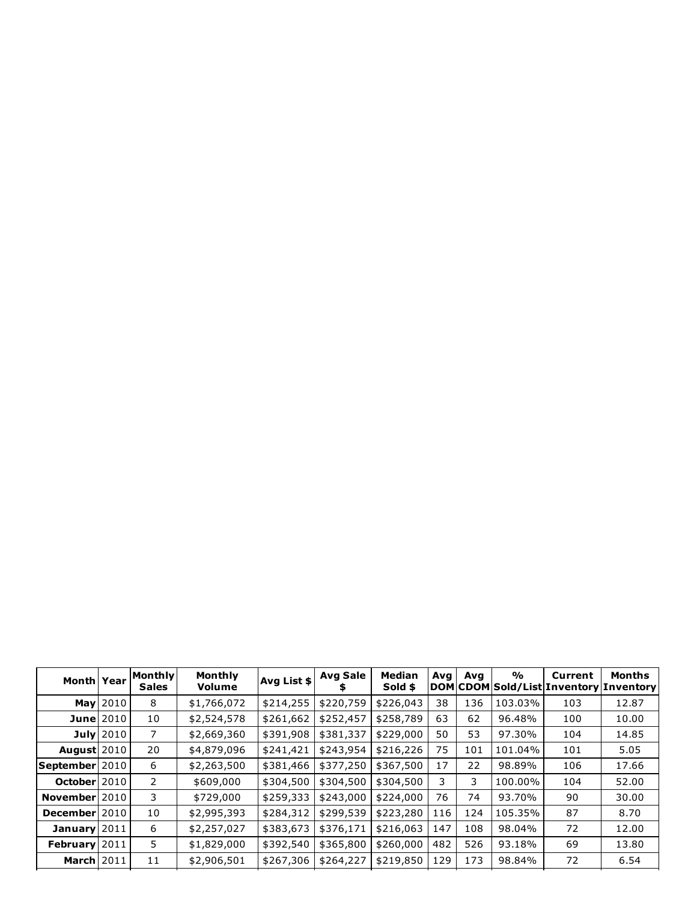| Month | Year | Monthly Sales | Monthly Volume | Avg List $ | Avg Sale $ | Median Sold $ | Avg DOM | Avg CDOM | % Sold/List | Current Inventory | Months Inventory |
|---|---|---|---|---|---|---|---|---|---|---|---|
| May | 2010 | 8 | $1,766,072 | $214,255 | $220,759 | $226,043 | 38 | 136 | 103.03% | 103 | 12.87 |
| June | 2010 | 10 | $2,524,578 | $261,662 | $252,457 | $258,789 | 63 | 62 | 96.48% | 100 | 10.00 |
| July | 2010 | 7 | $2,669,360 | $391,908 | $381,337 | $229,000 | 50 | 53 | 97.30% | 104 | 14.85 |
| August | 2010 | 20 | $4,879,096 | $241,421 | $243,954 | $216,226 | 75 | 101 | 101.04% | 101 | 5.05 |
| September | 2010 | 6 | $2,263,500 | $381,466 | $377,250 | $367,500 | 17 | 22 | 98.89% | 106 | 17.66 |
| October | 2010 | 2 | $609,000 | $304,500 | $304,500 | $304,500 | 3 | 3 | 100.00% | 104 | 52.00 |
| November | 2010 | 3 | $729,000 | $259,333 | $243,000 | $224,000 | 76 | 74 | 93.70% | 90 | 30.00 |
| December | 2010 | 10 | $2,995,393 | $284,312 | $299,539 | $223,280 | 116 | 124 | 105.35% | 87 | 8.70 |
| January | 2011 | 6 | $2,257,027 | $383,673 | $376,171 | $216,063 | 147 | 108 | 98.04% | 72 | 12.00 |
| February | 2011 | 5 | $1,829,000 | $392,540 | $365,800 | $260,000 | 482 | 526 | 93.18% | 69 | 13.80 |
| March | 2011 | 11 | $2,906,501 | $267,306 | $264,227 | $219,850 | 129 | 173 | 98.84% | 72 | 6.54 |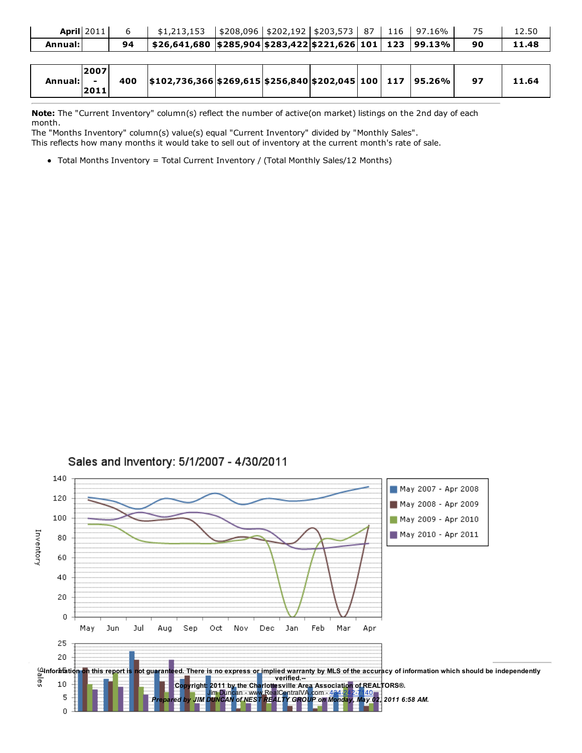| | | | | | | | | | | | |
|---|---|---|---|---|---|---|---|---|---|---|---|
| **April** | 2011 | 6 | $1,213,153 | $208,096 | $202,192 | $203,573 | 87 | 116 | 97.16% | 75 | 12.50 |
| **Annual:** | | **94** | **$26,641,680** | **$285,904** | **$283,422** | **$221,626** | **101** | **123** | **99.13%** | **90** | **11.48** |

| | | | | | | | | | | | |
|---|---|---|---|---|---|---|---|---|---|---|---|
| **Annual:** | **2007 - 2011** | **400** | **$102,736,366** | **$269,615** | **$256,840** | **$202,045** | **100** | **117** | **95.26%** | **97** | **11.64** |

**Note:** The "Current Inventory" column(s) reflect the number of active(on market) listings on the 2nd day of each month.
The "Months Inventory" column(s) value(s) equal "Current Inventory" divided by "Monthly Sales".
This reflects how many months it would take to sell out of inventory at the current month's rate of sale.

- Total Months Inventory = Total Current Inventory / (Total Monthly Sales/12 Months)

Sales and Inventory: 5/1/2007 - 4/30/2011

Inventory

140
120
100
80
60
40
20
0

May Jun Jul Aug Sep Oct Nov Dec Jan Feb Mar Apr

May 2007 - Apr 2008
May 2008 - Apr 2009
May 2009 - Apr 2010
May 2010 - Apr 2011

Sales

25
20
15
10
5
0

**Information on this report is not guaranteed. There is no express or implied warranty by MLS of the accuracy of information which should be independently verified.--**

**Copyright: 2011 by the Charlottesville Area Association of REALTORS®.**

Jim Duncan - www.RealCentralVA.com - 434-242-7140

***Prepared by JIM DUNCAN of NEST REALTY GROUP on Monday, May 02, 2011 6:58 AM.***